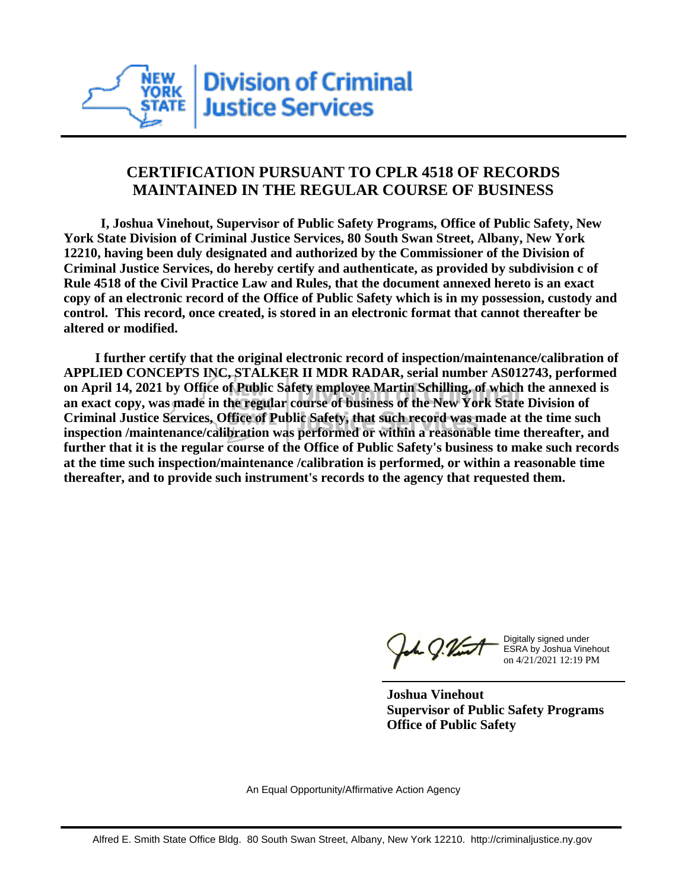# CERTIFICATION PURSUANT TO CPLR 4518 OF RECORDS MAINTAINED IN THE REGULAR COURSE OF BUSINESS

**I, Joshua Vinehout, Supervisor of Public Safety Programs, Office of Public Safety, New York State Division of Criminal Justice Services, 80 South Swan Street, Albany, New York 12210, having been duly designated and authorized by the Commissioner of the Division of Criminal Justice Services, do hereby certify and authenticate, as provided by subdivision c of Rule 4518 of the Civil Practice Law and Rules, that the document annexed hereto is an exact copy of an electronic record of the Office of Public Safety which is in my possession, custody and control. This record, once created, is stored in an electronic format that cannot thereafter be altered or modified.**

**I further certify that the original electronic record of inspection/maintenance/calibration of APPLIED CONCEPTS INC, STALKER II MDR RADAR, serial number AS012743, performed on April 14, 2021 by Office of Public Safety employee Martin Schilling, of which the annexed is an exact copy, was made in the regular course of business of the New York State Division of Criminal Justice Services, Office of Public Safety, that such record was made at the time such inspection /maintenance/calibration was performed or within a reasonable time thereafter, and further that it is the regular course of the Office of Public Safety's business to make such records at the time such inspection/maintenance /calibration is performed, or within a reasonable time thereafter, and to provide such instrument's records to the agency that requested them.**

Digitally signed under ESRA by Joshua Vinehout on 4/21/2021 12:19 PM

**Joshua Vinehout**
**Supervisor of Public Safety Programs**
**Office of Public Safety**

An Equal Opportunity/Affirmative Action Agency

Alfred E. Smith State Office Bldg. 80 South Swan Street, Albany, New York 12210. http://criminaljustice.ny.gov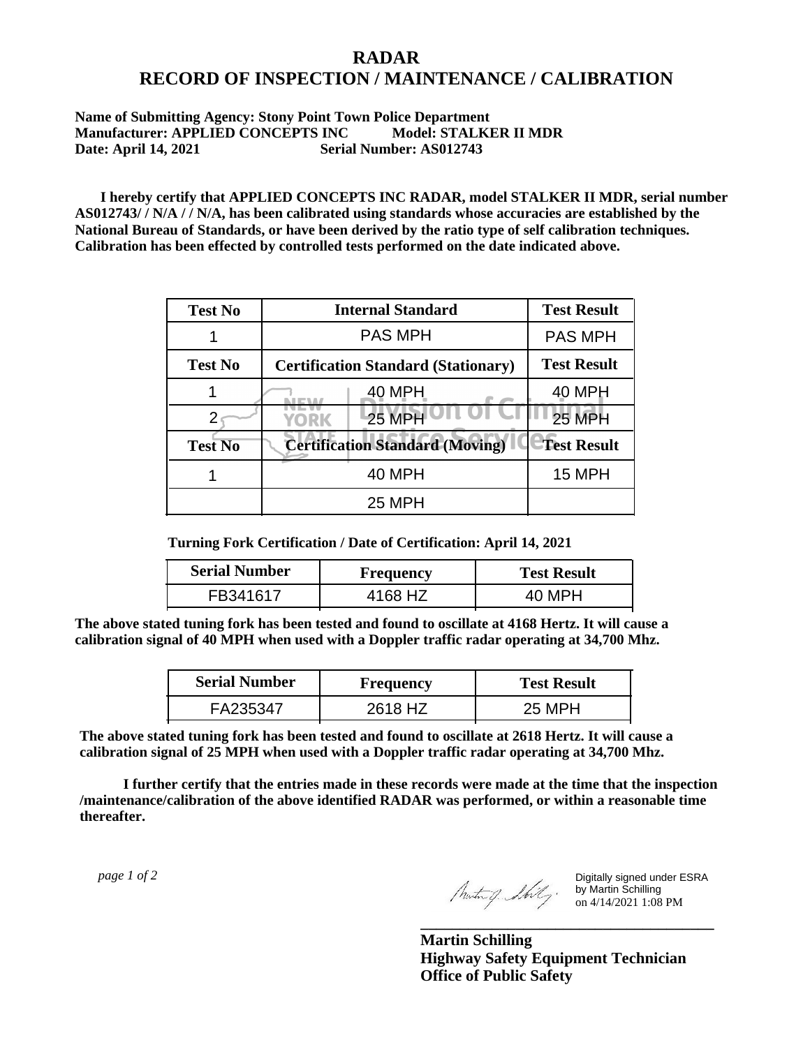# RADAR
# RECORD OF INSPECTION / MAINTENANCE / CALIBRATION

**Name of Submitting Agency: Stony Point Town Police Department**
**Manufacturer: APPLIED CONCEPTS INC Model: STALKER II MDR**
**Date: April 14, 2021 Serial Number: AS012743**

**I hereby certify that APPLIED CONCEPTS INC RADAR, model STALKER II MDR, serial number AS012743/ / N/A / / N/A, has been calibrated using standards whose accuracies are established by the National Bureau of Standards, or have been derived by the ratio type of self calibration techniques. Calibration has been effected by controlled tests performed on the date indicated above.**

| Test No | Internal Standard | Test Result |
|---|---|---|
| 1 | PAS MPH | PAS MPH |
| **Test No** | **Certification Standard (Stationary)** | **Test Result** |
| 1 | 40 MPH | 40 MPH |
| 2 | 25 MPH | 25 MPH |
| **Test No** | **Certification Standard (Moving)** | **Test Result** |
| 1 | 40 MPH | 15 MPH |
| | 25 MPH | |

**Turning Fork Certification / Date of Certification: April 14, 2021**

| Serial Number | Frequency | Test Result |
|---|---|---|
| FB341617 | 4168 HZ | 40 MPH |

**The above stated tuning fork has been tested and found to oscillate at 4168 Hertz. It will cause a calibration signal of 40 MPH when used with a Doppler traffic radar operating at 34,700 Mhz.**

| Serial Number | Frequency | Test Result |
|---|---|---|
| FA235347 | 2618 HZ | 25 MPH |

**The above stated tuning fork has been tested and found to oscillate at 2618 Hertz. It will cause a calibration signal of 25 MPH when used with a Doppler traffic radar operating at 34,700 Mhz.**

**I further certify that the entries made in these records were made at the time that the inspection /maintenance/calibration of the above identified RADAR was performed, or within a reasonable time thereafter.**

*page 1 of 2*

Digitally signed under ESRA by Martin Schilling on 4/14/2021 1:08 PM

**Martin Schilling**
**Highway Safety Equipment Technician**
**Office of Public Safety**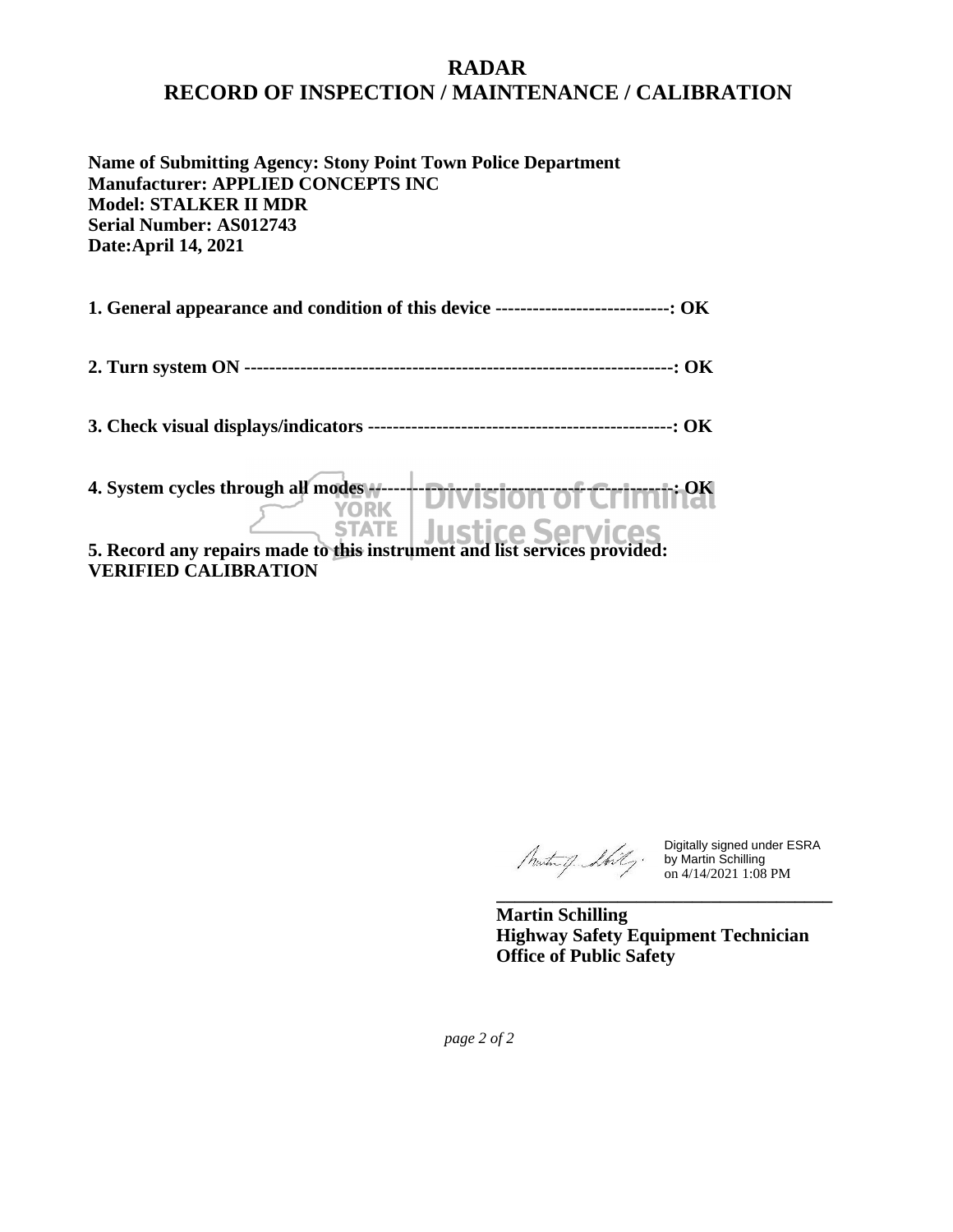# RADAR
# RECORD OF INSPECTION / MAINTENANCE / CALIBRATION

**Name of Submitting Agency: Stony Point Town Police Department**
**Manufacturer: APPLIED CONCEPTS INC**
**Model: STALKER II MDR**
**Serial Number: AS012743**
**Date:April 14, 2021**

**1. General appearance and condition of this device ----------------------------: OK**

**2. Turn system ON --------------------------------------------------------------------: OK**

**3. Check visual displays/indicators -------------------------------------------------: OK**

**4. System cycles through all modes ------------------------------------------------: OK**

**5. Record any repairs made to this instrument and list services provided:**
**VERIFIED CALIBRATION**

Digitally signed under ESRA
by Martin Schilling
on 4/14/2021 1:08 PM

**Martin Schilling**
**Highway Safety Equipment Technician**
**Office of Public Safety**